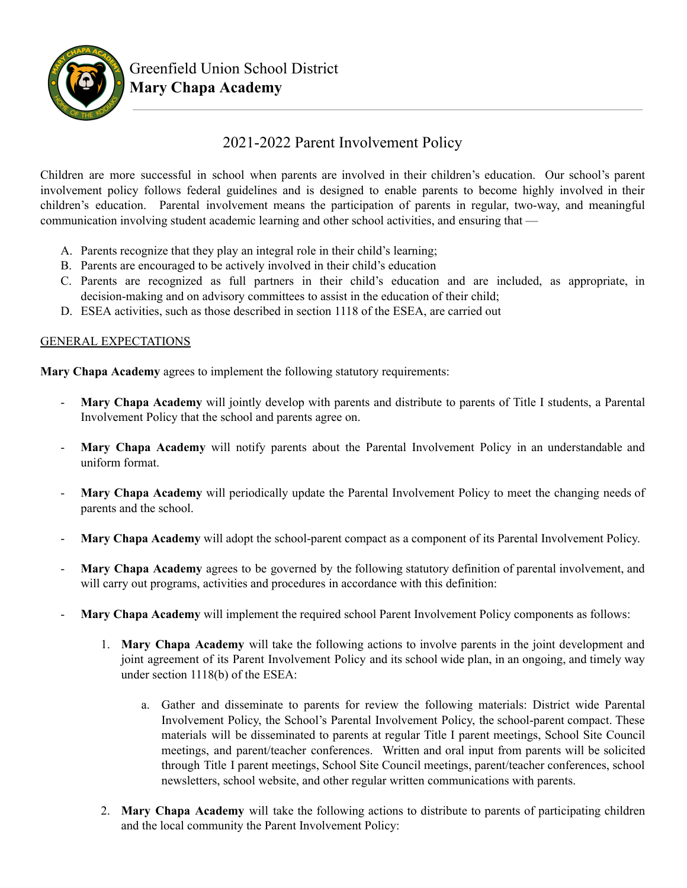Greenfield Union School District
**Mary Chapa Academy**

# 2021-2022 Parent Involvement Policy

Children are more successful in school when parents are involved in their children's education. Our school's parent involvement policy follows federal guidelines and is designed to enable parents to become highly involved in their children's education. Parental involvement means the participation of parents in regular, two-way, and meaningful communication involving student academic learning and other school activities, and ensuring that —

A. Parents recognize that they play an integral role in their child's learning;
B. Parents are encouraged to be actively involved in their child's education
C. Parents are recognized as full partners in their child's education and are included, as appropriate, in decision-making and on advisory committees to assist in the education of their child;
D. ESEA activities, such as those described in section 1118 of the ESEA, are carried out

## GENERAL EXPECTATIONS

**Mary Chapa Academy** agrees to implement the following statutory requirements:

- **Mary Chapa Academy** will jointly develop with parents and distribute to parents of Title I students, a Parental Involvement Policy that the school and parents agree on.

- **Mary Chapa Academy** will notify parents about the Parental Involvement Policy in an understandable and uniform format.

- **Mary Chapa Academy** will periodically update the Parental Involvement Policy to meet the changing needs of parents and the school.

- **Mary Chapa Academy** will adopt the school-parent compact as a component of its Parental Involvement Policy.

- **Mary Chapa Academy** agrees to be governed by the following statutory definition of parental involvement, and will carry out programs, activities and procedures in accordance with this definition:

- **Mary Chapa Academy** will implement the required school Parent Involvement Policy components as follows:

  1. **Mary Chapa Academy** will take the following actions to involve parents in the joint development and joint agreement of its Parent Involvement Policy and its school wide plan, in an ongoing, and timely way under section 1118(b) of the ESEA:

     a. Gather and disseminate to parents for review the following materials: District wide Parental Involvement Policy, the School's Parental Involvement Policy, the school-parent compact. These materials will be disseminated to parents at regular Title I parent meetings, School Site Council meetings, and parent/teacher conferences. Written and oral input from parents will be solicited through Title I parent meetings, School Site Council meetings, parent/teacher conferences, school newsletters, school website, and other regular written communications with parents.

  2. **Mary Chapa Academy** will take the following actions to distribute to parents of participating children and the local community the Parent Involvement Policy: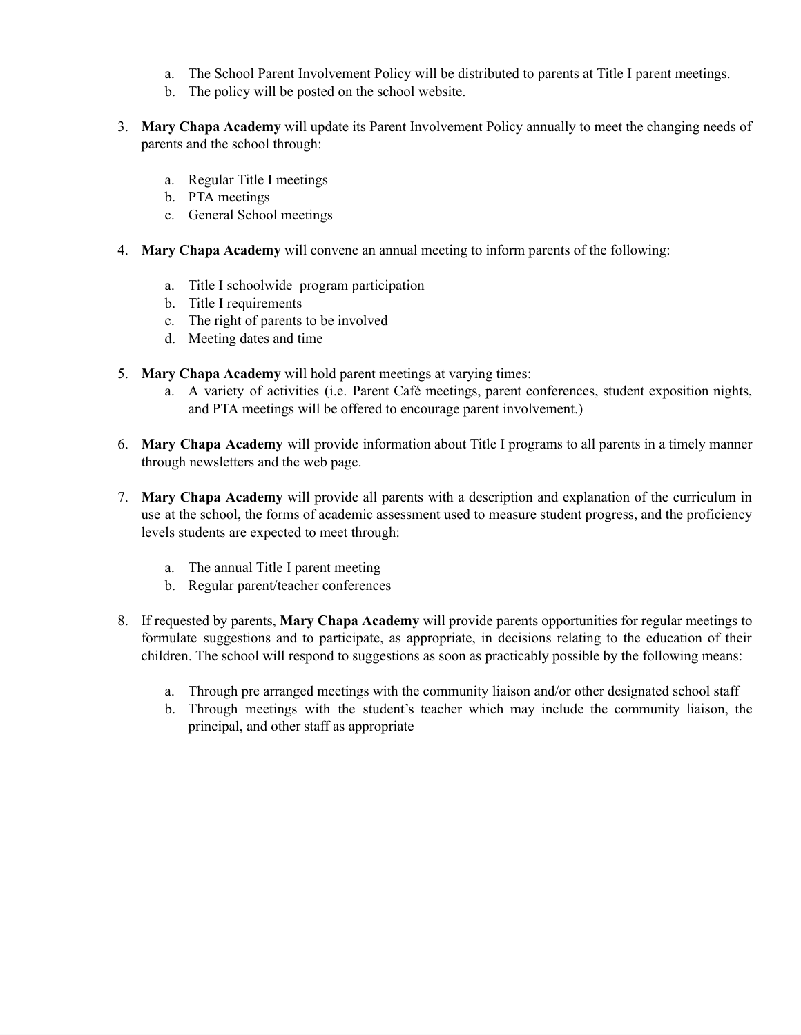a. The School Parent Involvement Policy will be distributed to parents at Title I parent meetings.
   b. The policy will be posted on the school website.

3. **Mary Chapa Academy** will update its Parent Involvement Policy annually to meet the changing needs of parents and the school through:

   a. Regular Title I meetings
   b. PTA meetings
   c. General School meetings

4. **Mary Chapa Academy** will convene an annual meeting to inform parents of the following:

   a. Title I schoolwide program participation
   b. Title I requirements
   c. The right of parents to be involved
   d. Meeting dates and time

5. **Mary Chapa Academy** will hold parent meetings at varying times:
   a. A variety of activities (i.e. Parent Café meetings, parent conferences, student exposition nights, and PTA meetings will be offered to encourage parent involvement.)

6. **Mary Chapa Academy** will provide information about Title I programs to all parents in a timely manner through newsletters and the web page.

7. **Mary Chapa Academy** will provide all parents with a description and explanation of the curriculum in use at the school, the forms of academic assessment used to measure student progress, and the proficiency levels students are expected to meet through:

   a. The annual Title I parent meeting
   b. Regular parent/teacher conferences

8. If requested by parents, **Mary Chapa Academy** will provide parents opportunities for regular meetings to formulate suggestions and to participate, as appropriate, in decisions relating to the education of their children. The school will respond to suggestions as soon as practicably possible by the following means:

   a. Through pre arranged meetings with the community liaison and/or other designated school staff
   b. Through meetings with the student's teacher which may include the community liaison, the principal, and other staff as appropriate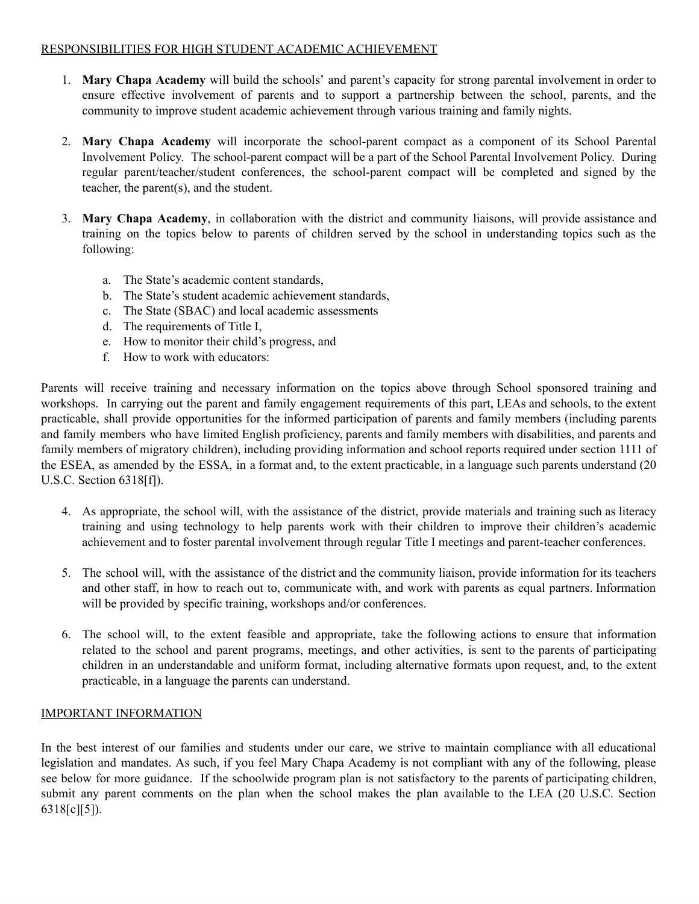RESPONSIBILITIES FOR HIGH STUDENT ACADEMIC ACHIEVEMENT

1. **Mary Chapa Academy** will build the schools' and parent's capacity for strong parental involvement in order to ensure effective involvement of parents and to support a partnership between the school, parents, and the community to improve student academic achievement through various training and family nights.

2. **Mary Chapa Academy** will incorporate the school-parent compact as a component of its School Parental Involvement Policy. The school-parent compact will be a part of the School Parental Involvement Policy. During regular parent/teacher/student conferences, the school-parent compact will be completed and signed by the teacher, the parent(s), and the student.

3. **Mary Chapa Academy**, in collaboration with the district and community liaisons, will provide assistance and training on the topics below to parents of children served by the school in understanding topics such as the following:

    a. The State's academic content standards,
    b. The State's student academic achievement standards,
    c. The State (SBAC) and local academic assessments
    d. The requirements of Title I,
    e. How to monitor their child's progress, and
    f. How to work with educators:

Parents will receive training and necessary information on the topics above through School sponsored training and workshops. In carrying out the parent and family engagement requirements of this part, LEAs and schools, to the extent practicable, shall provide opportunities for the informed participation of parents and family members (including parents and family members who have limited English proficiency, parents and family members with disabilities, and parents and family members of migratory children), including providing information and school reports required under section 1111 of the ESEA, as amended by the ESSA, in a format and, to the extent practicable, in a language such parents understand (20 U.S.C. Section 6318[f]).

4. As appropriate, the school will, with the assistance of the district, provide materials and training such as literacy training and using technology to help parents work with their children to improve their children's academic achievement and to foster parental involvement through regular Title I meetings and parent-teacher conferences.

5. The school will, with the assistance of the district and the community liaison, provide information for its teachers and other staff, in how to reach out to, communicate with, and work with parents as equal partners. Information will be provided by specific training, workshops and/or conferences.

6. The school will, to the extent feasible and appropriate, take the following actions to ensure that information related to the school and parent programs, meetings, and other activities, is sent to the parents of participating children in an understandable and uniform format, including alternative formats upon request, and, to the extent practicable, in a language the parents can understand.

IMPORTANT INFORMATION

In the best interest of our families and students under our care, we strive to maintain compliance with all educational legislation and mandates. As such, if you feel Mary Chapa Academy is not compliant with any of the following, please see below for more guidance. If the schoolwide program plan is not satisfactory to the parents of participating children, submit any parent comments on the plan when the school makes the plan available to the LEA (20 U.S.C. Section 6318[c][5]).